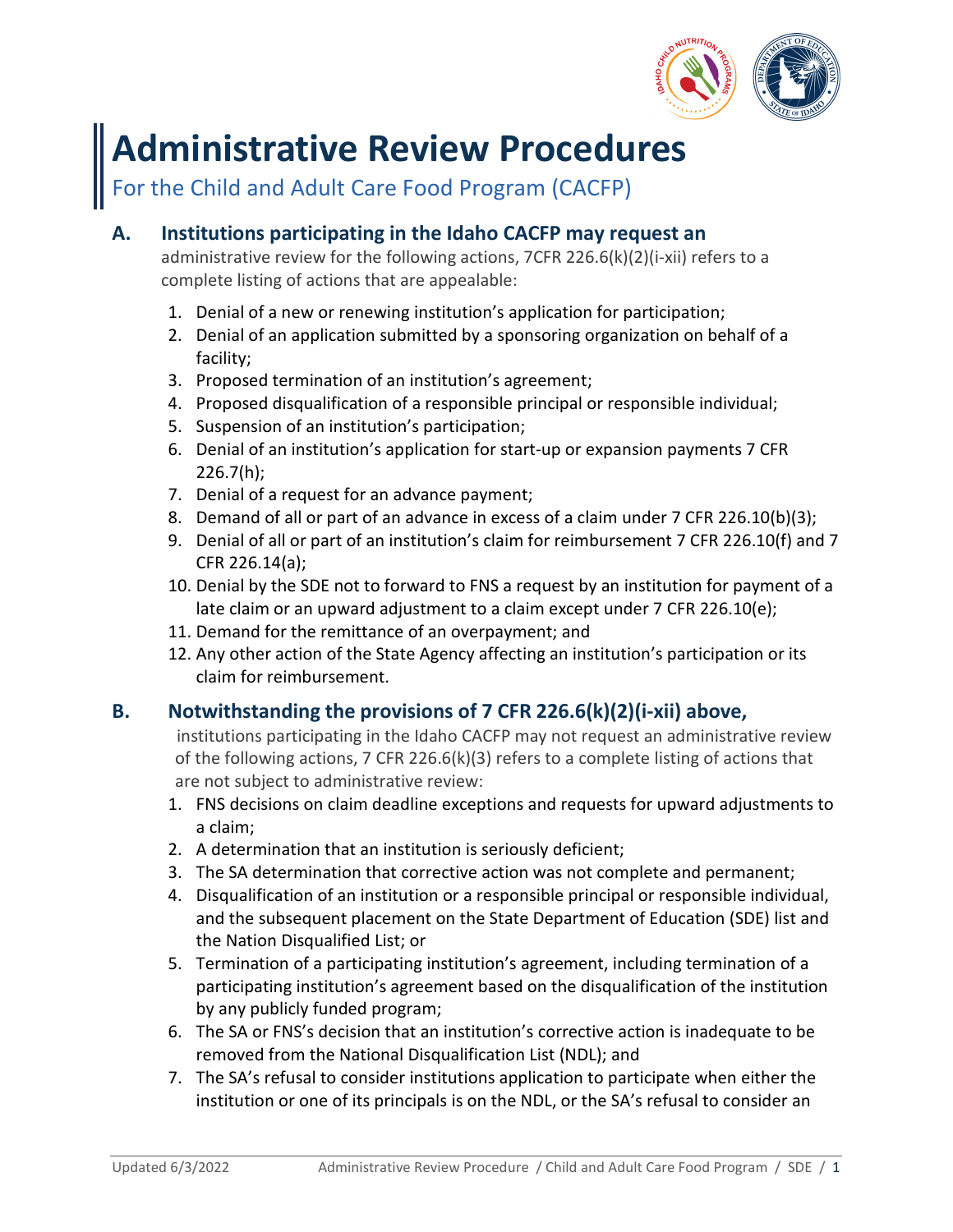# Administrative Review Procedures

For the Child and Adult Care Food Program (CACFP)

## A. Institutions participating in the Idaho CACFP may request an

administrative review for the following actions, 7CFR 226.6(k)(2)(i-xii) refers to a complete listing of actions that are appealable:

1. Denial of a new or renewing institution's application for participation;
2. Denial of an application submitted by a sponsoring organization on behalf of a facility;
3. Proposed termination of an institution's agreement;
4. Proposed disqualification of a responsible principal or responsible individual;
5. Suspension of an institution's participation;
6. Denial of an institution's application for start-up or expansion payments 7 CFR 226.7(h);
7. Denial of a request for an advance payment;
8. Demand of all or part of an advance in excess of a claim under 7 CFR 226.10(b)(3);
9. Denial of all or part of an institution's claim for reimbursement 7 CFR 226.10(f) and 7 CFR 226.14(a);
10. Denial by the SDE not to forward to FNS a request by an institution for payment of a late claim or an upward adjustment to a claim except under 7 CFR 226.10(e);
11. Demand for the remittance of an overpayment; and
12. Any other action of the State Agency affecting an institution's participation or its claim for reimbursement.

## B. Notwithstanding the provisions of 7 CFR 226.6(k)(2)(i-xii) above,

institutions participating in the Idaho CACFP may not request an administrative review of the following actions, 7 CFR 226.6(k)(3) refers to a complete listing of actions that are not subject to administrative review:

1. FNS decisions on claim deadline exceptions and requests for upward adjustments to a claim;
2. A determination that an institution is seriously deficient;
3. The SA determination that corrective action was not complete and permanent;
4. Disqualification of an institution or a responsible principal or responsible individual, and the subsequent placement on the State Department of Education (SDE) list and the Nation Disqualified List; or
5. Termination of a participating institution's agreement, including termination of a participating institution's agreement based on the disqualification of the institution by any publicly funded program;
6. The SA or FNS's decision that an institution's corrective action is inadequate to be removed from the National Disqualification List (NDL); and
7. The SA's refusal to consider institutions application to participate when either the institution or one of its principals is on the NDL, or the SA's refusal to consider an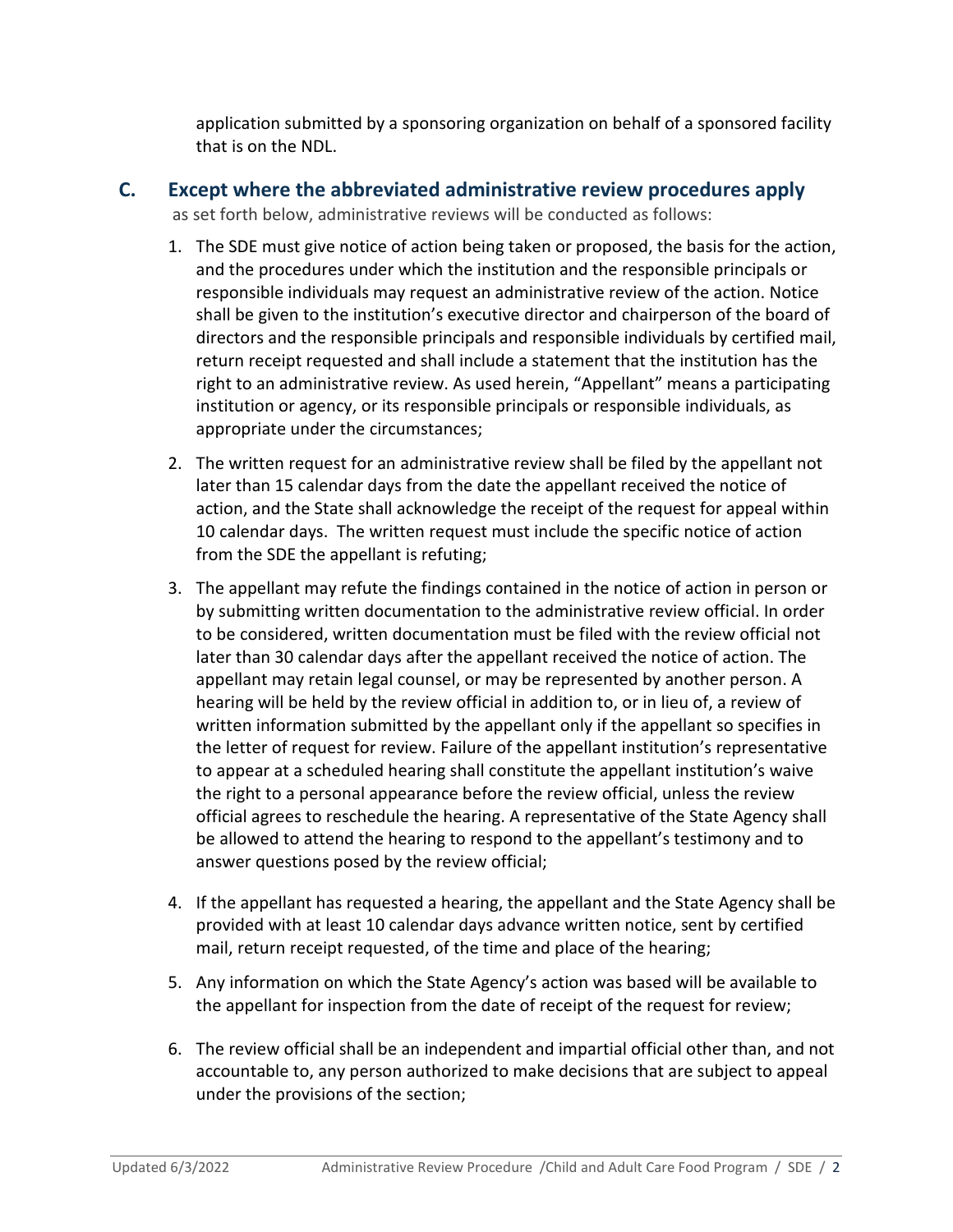application submitted by a sponsoring organization on behalf of a sponsored facility that is on the NDL.

## C. Except where the abbreviated administrative review procedures apply

as set forth below, administrative reviews will be conducted as follows:

1. The SDE must give notice of action being taken or proposed, the basis for the action, and the procedures under which the institution and the responsible principals or responsible individuals may request an administrative review of the action. Notice shall be given to the institution's executive director and chairperson of the board of directors and the responsible principals and responsible individuals by certified mail, return receipt requested and shall include a statement that the institution has the right to an administrative review. As used herein, "Appellant" means a participating institution or agency, or its responsible principals or responsible individuals, as appropriate under the circumstances;

2. The written request for an administrative review shall be filed by the appellant not later than 15 calendar days from the date the appellant received the notice of action, and the State shall acknowledge the receipt of the request for appeal within 10 calendar days. The written request must include the specific notice of action from the SDE the appellant is refuting;

3. The appellant may refute the findings contained in the notice of action in person or by submitting written documentation to the administrative review official. In order to be considered, written documentation must be filed with the review official not later than 30 calendar days after the appellant received the notice of action. The appellant may retain legal counsel, or may be represented by another person. A hearing will be held by the review official in addition to, or in lieu of, a review of written information submitted by the appellant only if the appellant so specifies in the letter of request for review. Failure of the appellant institution's representative to appear at a scheduled hearing shall constitute the appellant institution's waive the right to a personal appearance before the review official, unless the review official agrees to reschedule the hearing. A representative of the State Agency shall be allowed to attend the hearing to respond to the appellant's testimony and to answer questions posed by the review official;

4. If the appellant has requested a hearing, the appellant and the State Agency shall be provided with at least 10 calendar days advance written notice, sent by certified mail, return receipt requested, of the time and place of the hearing;

5. Any information on which the State Agency's action was based will be available to the appellant for inspection from the date of receipt of the request for review;

6. The review official shall be an independent and impartial official other than, and not accountable to, any person authorized to make decisions that are subject to appeal under the provisions of the section;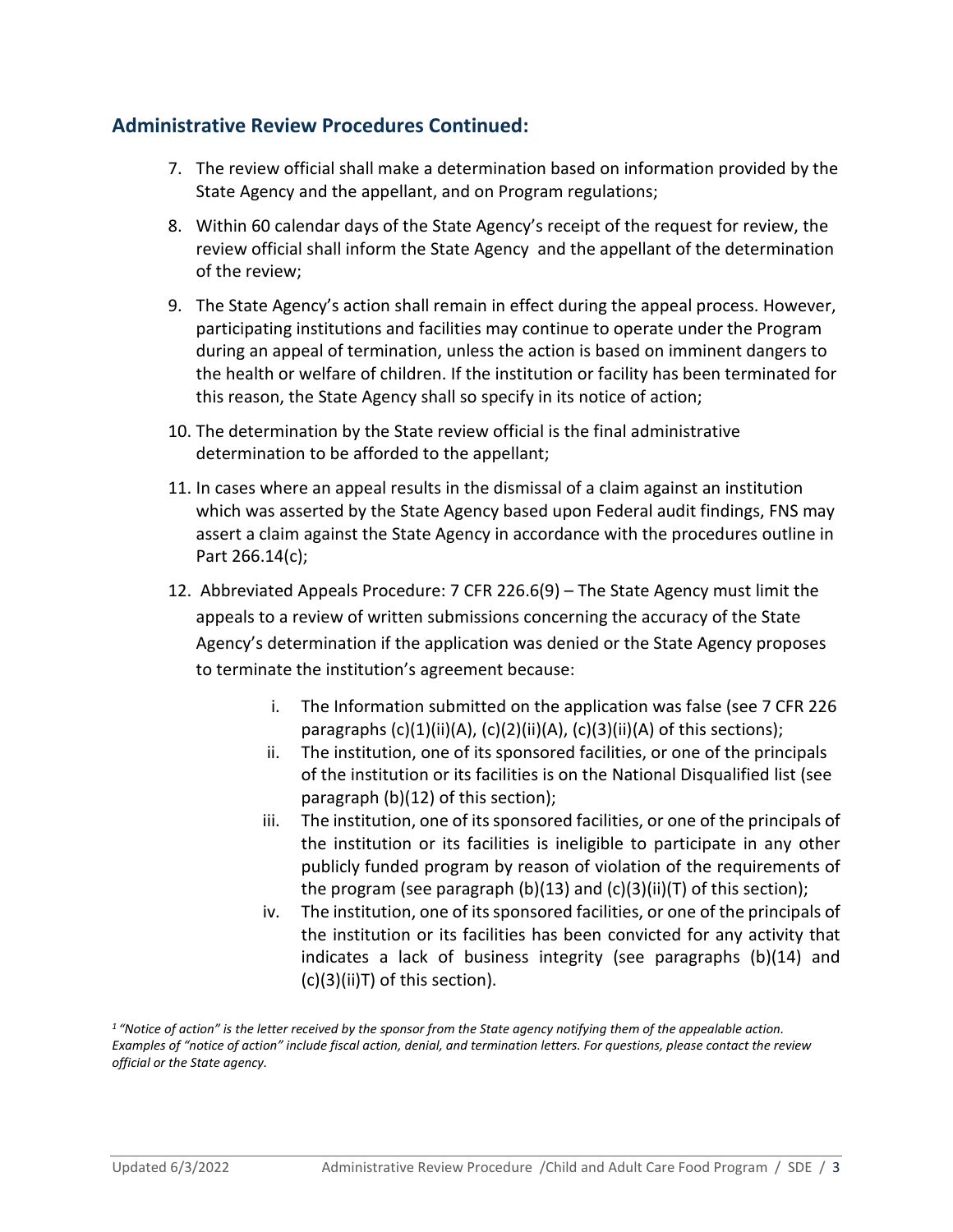## Administrative Review Procedures Continued:

7. The review official shall make a determination based on information provided by the State Agency and the appellant, and on Program regulations;
8. Within 60 calendar days of the State Agency's receipt of the request for review, the review official shall inform the State Agency and the appellant of the determination of the review;
9. The State Agency's action shall remain in effect during the appeal process. However, participating institutions and facilities may continue to operate under the Program during an appeal of termination, unless the action is based on imminent dangers to the health or welfare of children. If the institution or facility has been terminated for this reason, the State Agency shall so specify in its notice of action;
10. The determination by the State review official is the final administrative determination to be afforded to the appellant;
11. In cases where an appeal results in the dismissal of a claim against an institution which was asserted by the State Agency based upon Federal audit findings, FNS may assert a claim against the State Agency in accordance with the procedures outline in Part 266.14(c);
12. Abbreviated Appeals Procedure: 7 CFR 226.6(9) – The State Agency must limit the appeals to a review of written submissions concerning the accuracy of the State Agency's determination if the application was denied or the State Agency proposes to terminate the institution's agreement because:
    i. The Information submitted on the application was false (see 7 CFR 226 paragraphs (c)(1)(ii)(A), (c)(2)(ii)(A), (c)(3)(ii)(A) of this sections);
    ii. The institution, one of its sponsored facilities, or one of the principals of the institution or its facilities is on the National Disqualified list (see paragraph (b)(12) of this section);
    iii. The institution, one of its sponsored facilities, or one of the principals of the institution or its facilities is ineligible to participate in any other publicly funded program by reason of violation of the requirements of the program (see paragraph (b)(13) and (c)(3)(ii)(T) of this section);
    iv. The institution, one of its sponsored facilities, or one of the principals of the institution or its facilities has been convicted for any activity that indicates a lack of business integrity (see paragraphs (b)(14) and (c)(3)(ii)T) of this section).

*[1] "Notice of action" is the letter received by the sponsor from the State agency notifying them of the appealable action. Examples of "notice of action" include fiscal action, denial, and termination letters. For questions, please contact the review official or the State agency.*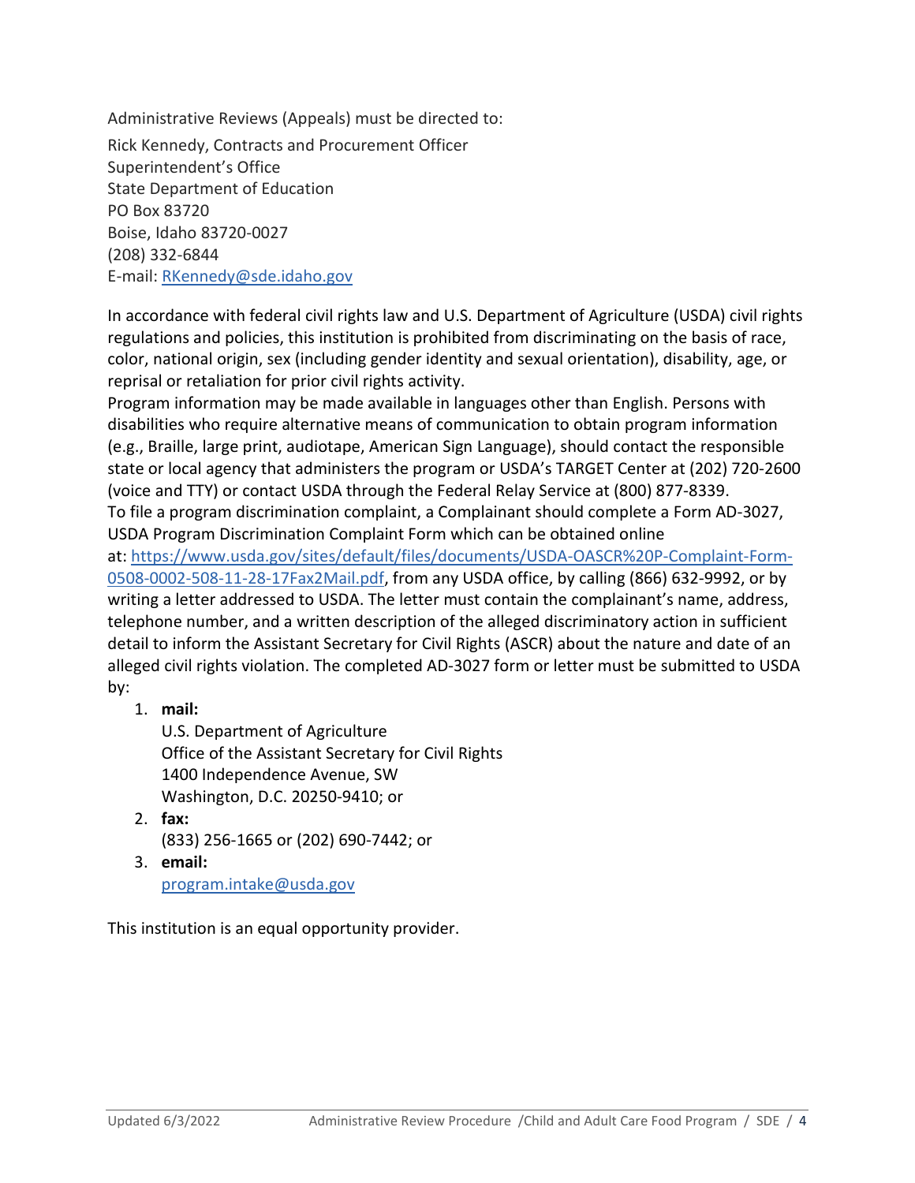Administrative Reviews (Appeals) must be directed to:

Rick Kennedy, Contracts and Procurement Officer
Superintendent's Office
State Department of Education
PO Box 83720
Boise, Idaho 83720-0027
(208) 332-6844
E-mail: [RKennedy@sde.idaho.gov](mailto:RKennedy@sde.idaho.gov)

In accordance with federal civil rights law and U.S. Department of Agriculture (USDA) civil rights regulations and policies, this institution is prohibited from discriminating on the basis of race, color, national origin, sex (including gender identity and sexual orientation), disability, age, or reprisal or retaliation for prior civil rights activity.

Program information may be made available in languages other than English. Persons with disabilities who require alternative means of communication to obtain program information (e.g., Braille, large print, audiotape, American Sign Language), should contact the responsible state or local agency that administers the program or USDA's TARGET Center at (202) 720-2600 (voice and TTY) or contact USDA through the Federal Relay Service at (800) 877-8339.

To file a program discrimination complaint, a Complainant should complete a Form AD-3027, USDA Program Discrimination Complaint Form which can be obtained online at: [https://www.usda.gov/sites/default/files/documents/USDA-OASCR%20P-Complaint-Form-0508-0002-508-11-28-17Fax2Mail.pdf](https://www.usda.gov/sites/default/files/documents/USDA-OASCR%20P-Complaint-Form-0508-0002-508-11-28-17Fax2Mail.pdf), from any USDA office, by calling (866) 632-9992, or by writing a letter addressed to USDA. The letter must contain the complainant's name, address, telephone number, and a written description of the alleged discriminatory action in sufficient detail to inform the Assistant Secretary for Civil Rights (ASCR) about the nature and date of an alleged civil rights violation. The completed AD-3027 form or letter must be submitted to USDA by:

1. **mail:**
   U.S. Department of Agriculture
   Office of the Assistant Secretary for Civil Rights
   1400 Independence Avenue, SW
   Washington, D.C. 20250-9410; or
2. **fax:**
   (833) 256-1665 or (202) 690-7442; or
3. **email:**
   [program.intake@usda.gov](mailto:program.intake@usda.gov)

This institution is an equal opportunity provider.